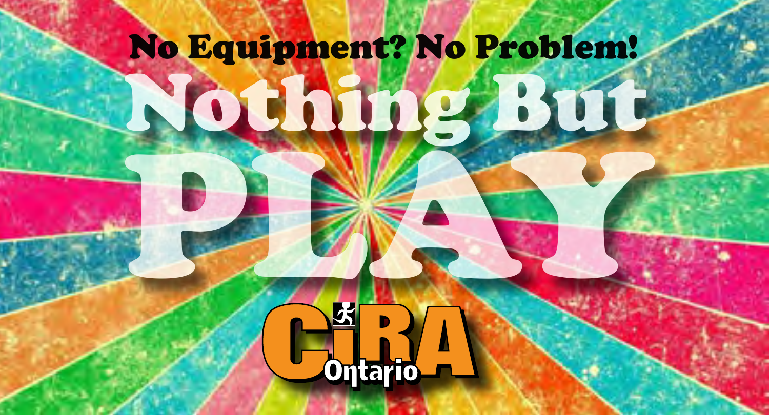**No Equipment? No Problem!**

# Nothing But PLAY

CIRA Ontario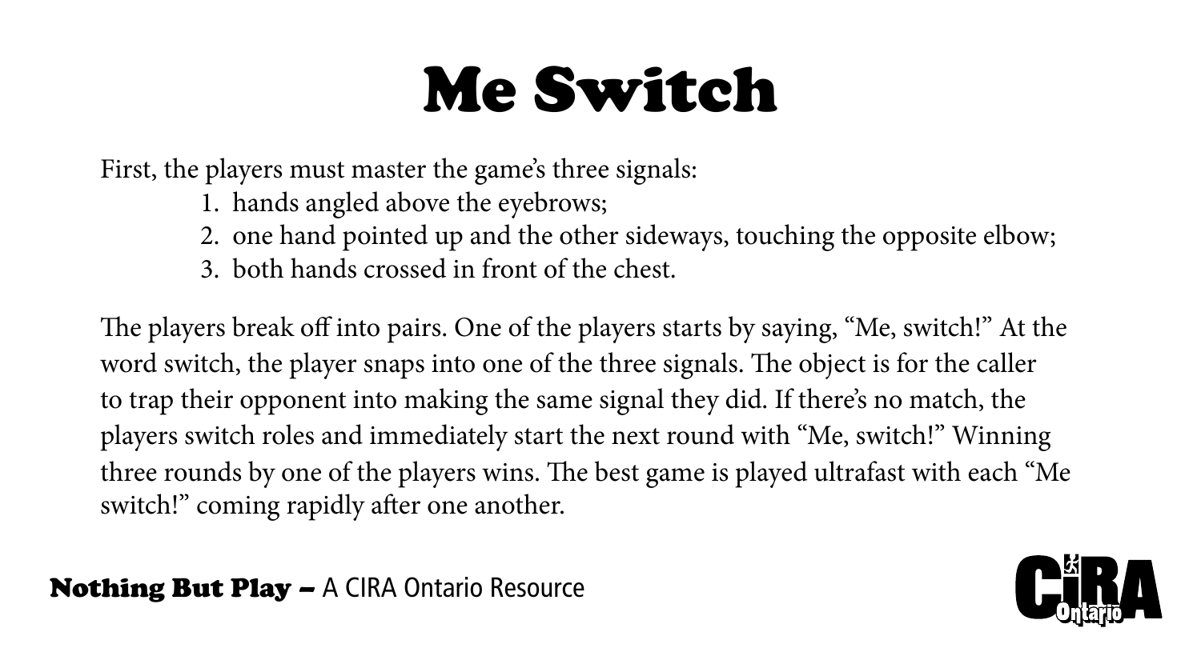# Me Switch

First, the players must master the game's three signals:

1. hands angled above the eyebrows;
2. one hand pointed up and the other sideways, touching the opposite elbow;
3. both hands crossed in front of the chest.

The players break off into pairs. One of the players starts by saying, "Me, switch!" At the word switch, the player snaps into one of the three signals. The object is for the caller to trap their opponent into making the same signal they did. If there's no match, the players switch roles and immediately start the next round with "Me, switch!" Winning three rounds by one of the players wins. The best game is played ultrafast with each "Me switch!" coming rapidly after one another.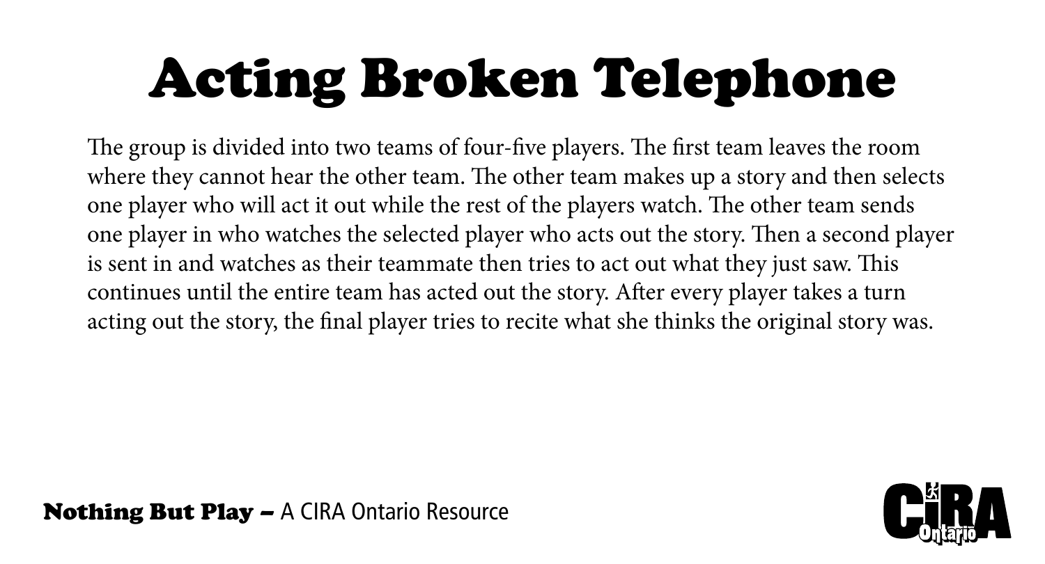# Acting Broken Telephone

The group is divided into two teams of four-five players. The first team leaves the room where they cannot hear the other team. The other team makes up a story and then selects one player who will act it out while the rest of the players watch. The other team sends one player in who watches the selected player who acts out the story. Then a second player is sent in and watches as their teammate then tries to act out what they just saw. This continues until the entire team has acted out the story. After every player takes a turn acting out the story, the final player tries to recite what she thinks the original story was.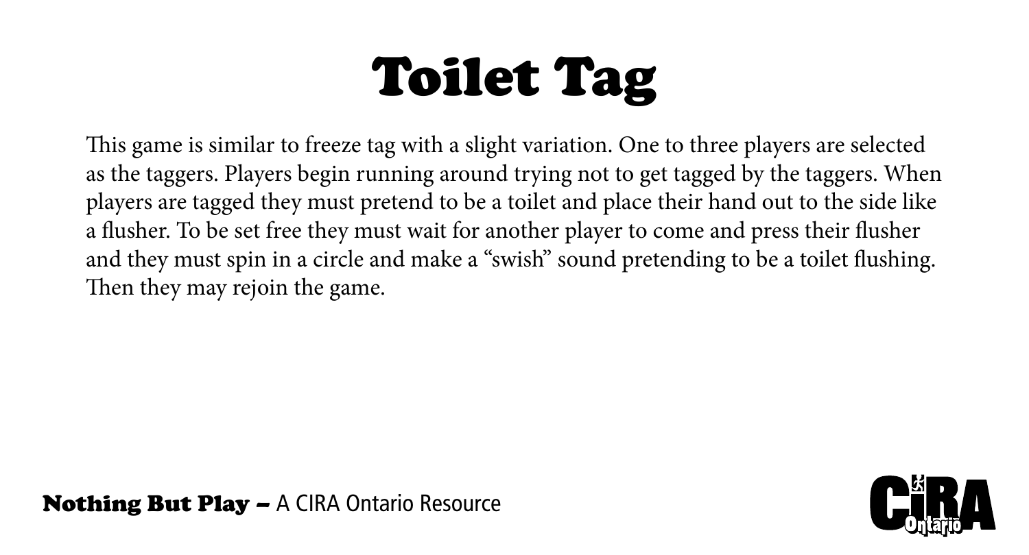# Toilet Tag

This game is similar to freeze tag with a slight variation. One to three players are selected as the taggers. Players begin running around trying not to get tagged by the taggers. When players are tagged they must pretend to be a toilet and place their hand out to the side like a flusher. To be set free they must wait for another player to come and press their flusher and they must spin in a circle and make a "swish" sound pretending to be a toilet flushing. Then they may rejoin the game.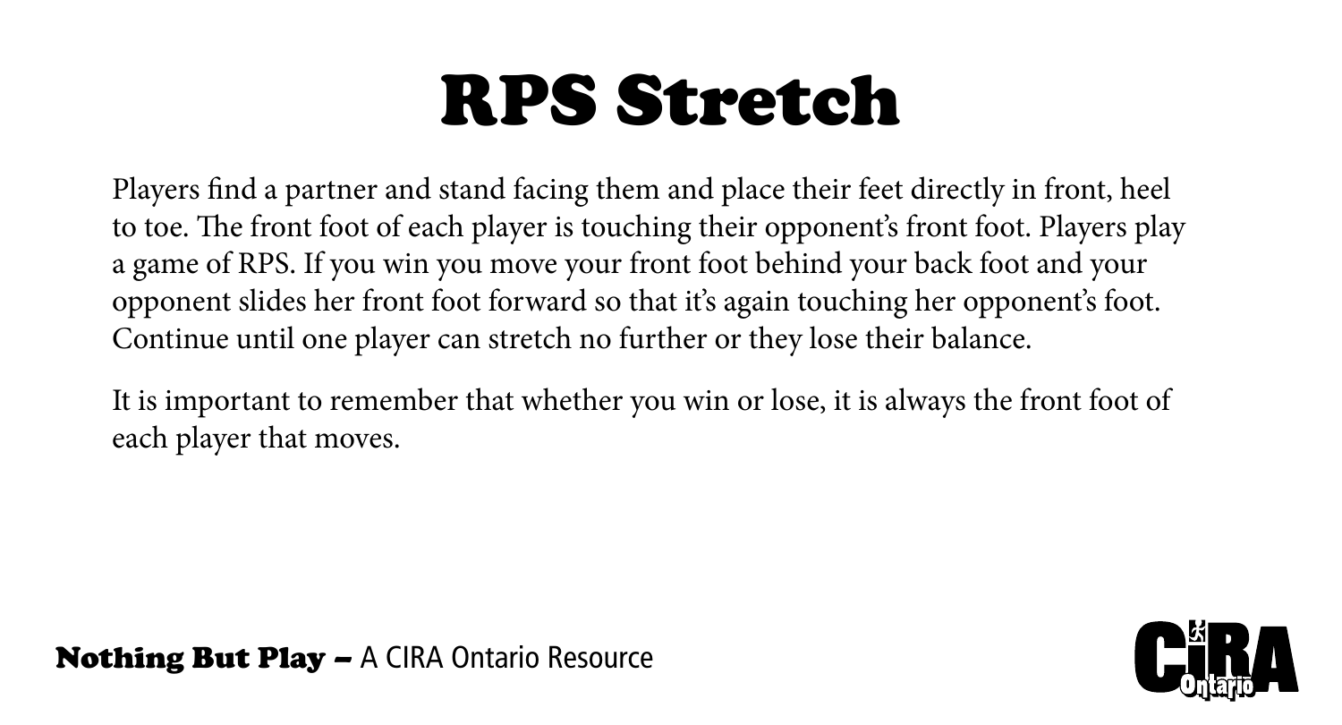# RPS Stretch

Players find a partner and stand facing them and place their feet directly in front, heel to toe. The front foot of each player is touching their opponent's front foot. Players play a game of RPS. If you win you move your front foot behind your back foot and your opponent slides her front foot forward so that it's again touching her opponent's foot. Continue until one player can stretch no further or they lose their balance.

It is important to remember that whether you win or lose, it is always the front foot of each player that moves.